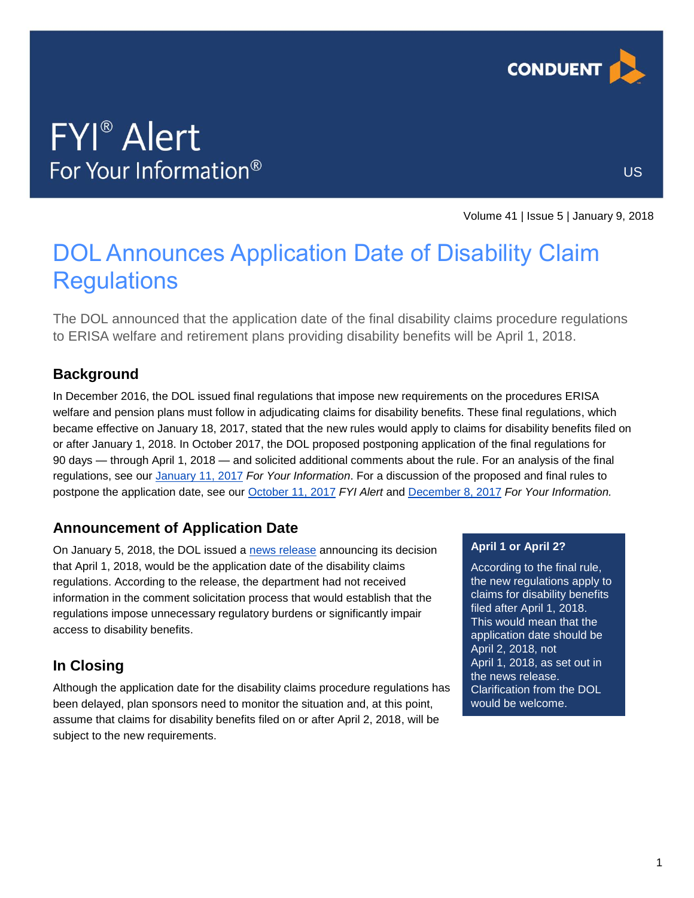# FYI® Alert

For Your Information®

US

Volume 41 | Issue 5 | January 9, 2018

## DOL Announces Application Date of Disability Claim Regulations

The DOL announced that the application date of the final disability claims procedure regulations to ERISA welfare and retirement plans providing disability benefits will be April 1, 2018.

### Background

In December 2016, the DOL issued final regulations that impose new requirements on the procedures ERISA welfare and pension plans must follow in adjudicating claims for disability benefits. These final regulations, which became effective on January 18, 2017, stated that the new rules would apply to claims for disability benefits filed on or after January 1, 2018. In October 2017, the DOL proposed postponing application of the final regulations for 90 days — through April 1, 2018 — and solicited additional comments about the rule. For an analysis of the final regulations, see our January 11, 2017 *For Your Information*. For a discussion of the proposed and final rules to postpone the application date, see our October 11, 2017 *FYI Alert* and December 8, 2017 *For Your Information.*

### Announcement of Application Date

On January 5, 2018, the DOL issued a news release announcing its decision that April 1, 2018, would be the application date of the disability claims regulations. According to the release, the department had not received information in the comment solicitation process that would establish that the regulations impose unnecessary regulatory burdens or significantly impair access to disability benefits.

**April 1 or April 2?**

According to the final rule, the new regulations apply to claims for disability benefits filed after April 1, 2018. This would mean that the application date should be April 2, 2018, not April 1, 2018, as set out in the news release. Clarification from the DOL would be welcome.

### In Closing

Although the application date for the disability claims procedure regulations has been delayed, plan sponsors need to monitor the situation and, at this point, assume that claims for disability benefits filed on or after April 2, 2018, will be subject to the new requirements.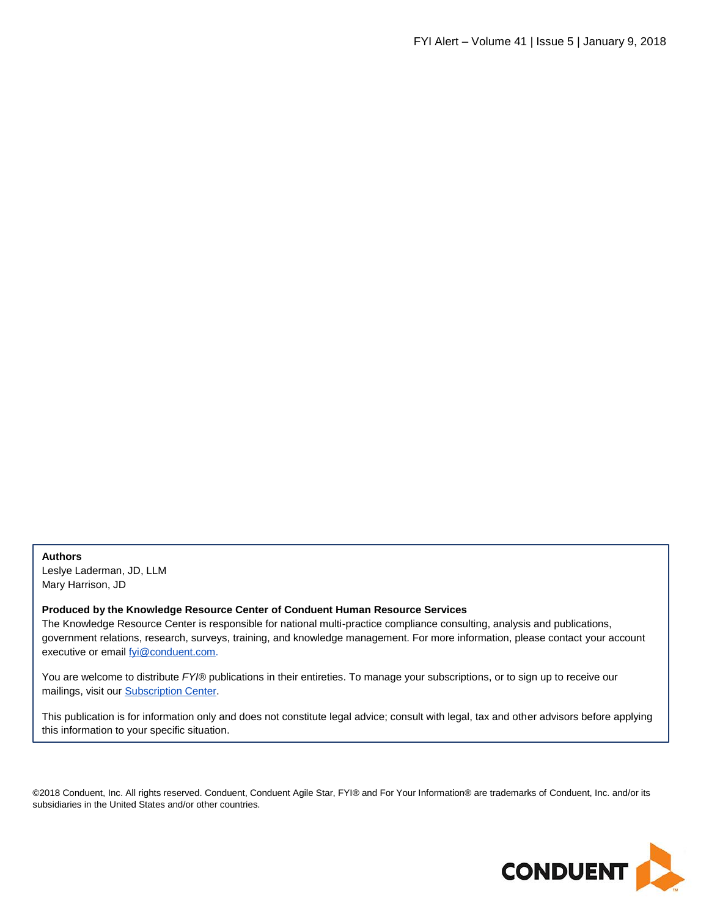**Authors**
Leslye Laderman, JD, LLM
Mary Harrison, JD

**Produced by the Knowledge Resource Center of Conduent Human Resource Services**
The Knowledge Resource Center is responsible for national multi-practice compliance consulting, analysis and publications, government relations, research, surveys, training, and knowledge management. For more information, please contact your account executive or email fyi@conduent.com.

You are welcome to distribute *FYI*® publications in their entireties. To manage your subscriptions, or to sign up to receive our mailings, visit our Subscription Center.

This publication is for information only and does not constitute legal advice; consult with legal, tax and other advisors before applying this information to your specific situation.

©2018 Conduent, Inc. All rights reserved. Conduent, Conduent Agile Star, FYI® and For Your Information® are trademarks of Conduent, Inc. and/or its subsidiaries in the United States and/or other countries.